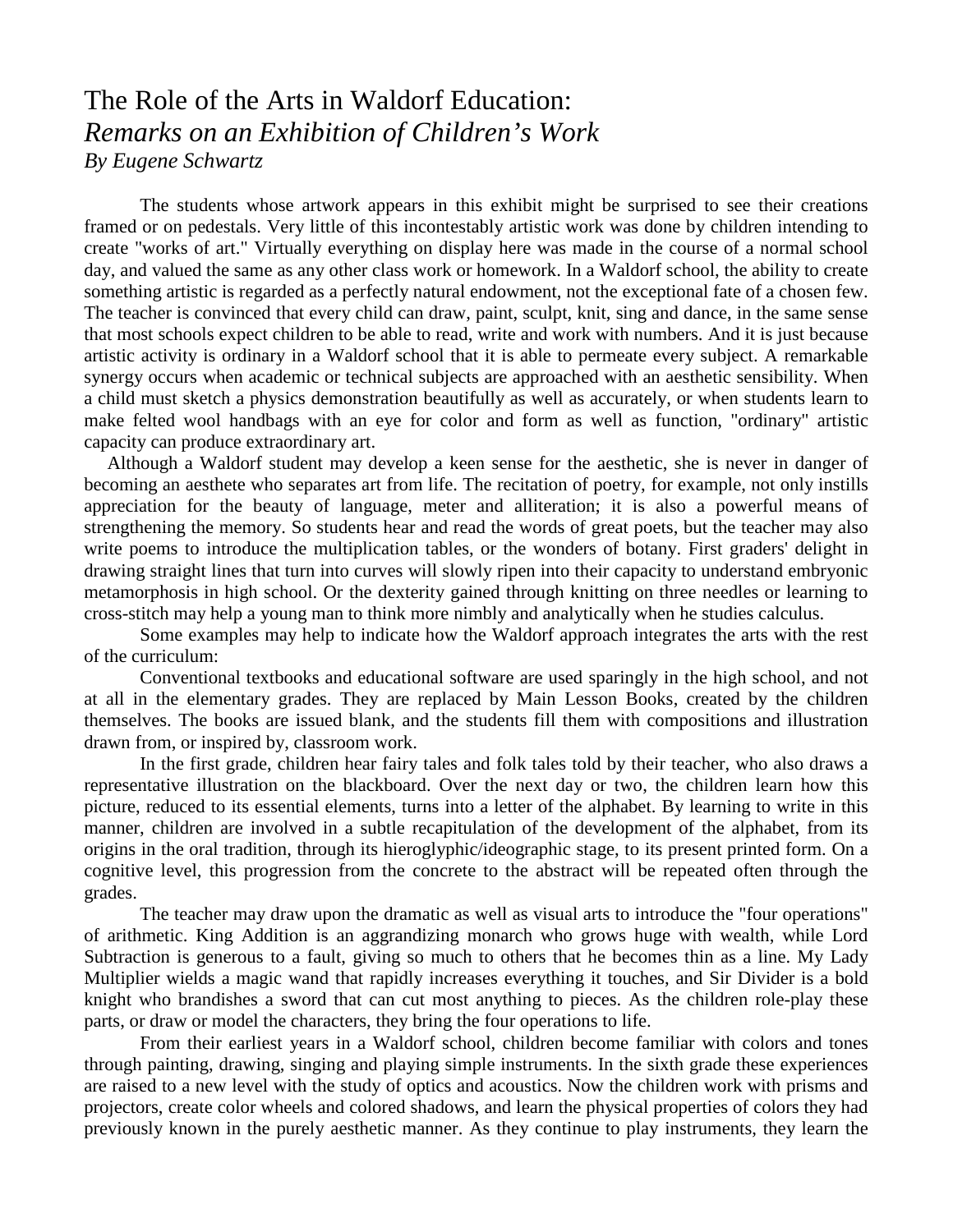# The Role of the Arts in Waldorf Education:
## *Remarks on an Exhibition of Children's Work*
*By Eugene Schwartz*

The students whose artwork appears in this exhibit might be surprised to see their creations framed or on pedestals. Very little of this incontestably artistic work was done by children intending to create "works of art." Virtually everything on display here was made in the course of a normal school day, and valued the same as any other class work or homework. In a Waldorf school, the ability to create something artistic is regarded as a perfectly natural endowment, not the exceptional fate of a chosen few. The teacher is convinced that every child can draw, paint, sculpt, knit, sing and dance, in the same sense that most schools expect children to be able to read, write and work with numbers. And it is just because artistic activity is ordinary in a Waldorf school that it is able to permeate every subject. A remarkable synergy occurs when academic or technical subjects are approached with an aesthetic sensibility. When a child must sketch a physics demonstration beautifully as well as accurately, or when students learn to make felted wool handbags with an eye for color and form as well as function, "ordinary" artistic capacity can produce extraordinary art.

Although a Waldorf student may develop a keen sense for the aesthetic, she is never in danger of becoming an aesthete who separates art from life. The recitation of poetry, for example, not only instills appreciation for the beauty of language, meter and alliteration; it is also a powerful means of strengthening the memory. So students hear and read the words of great poets, but the teacher may also write poems to introduce the multiplication tables, or the wonders of botany. First graders' delight in drawing straight lines that turn into curves will slowly ripen into their capacity to understand embryonic metamorphosis in high school. Or the dexterity gained through knitting on three needles or learning to cross-stitch may help a young man to think more nimbly and analytically when he studies calculus.

Some examples may help to indicate how the Waldorf approach integrates the arts with the rest of the curriculum:

Conventional textbooks and educational software are used sparingly in the high school, and not at all in the elementary grades. They are replaced by Main Lesson Books, created by the children themselves. The books are issued blank, and the students fill them with compositions and illustration drawn from, or inspired by, classroom work.

In the first grade, children hear fairy tales and folk tales told by their teacher, who also draws a representative illustration on the blackboard. Over the next day or two, the children learn how this picture, reduced to its essential elements, turns into a letter of the alphabet. By learning to write in this manner, children are involved in a subtle recapitulation of the development of the alphabet, from its origins in the oral tradition, through its hieroglyphic/ideographic stage, to its present printed form. On a cognitive level, this progression from the concrete to the abstract will be repeated often through the grades.

The teacher may draw upon the dramatic as well as visual arts to introduce the "four operations" of arithmetic. King Addition is an aggrandizing monarch who grows huge with wealth, while Lord Subtraction is generous to a fault, giving so much to others that he becomes thin as a line. My Lady Multiplier wields a magic wand that rapidly increases everything it touches, and Sir Divider is a bold knight who brandishes a sword that can cut most anything to pieces. As the children role-play these parts, or draw or model the characters, they bring the four operations to life.

From their earliest years in a Waldorf school, children become familiar with colors and tones through painting, drawing, singing and playing simple instruments. In the sixth grade these experiences are raised to a new level with the study of optics and acoustics. Now the children work with prisms and projectors, create color wheels and colored shadows, and learn the physical properties of colors they had previously known in the purely aesthetic manner. As they continue to play instruments, they learn the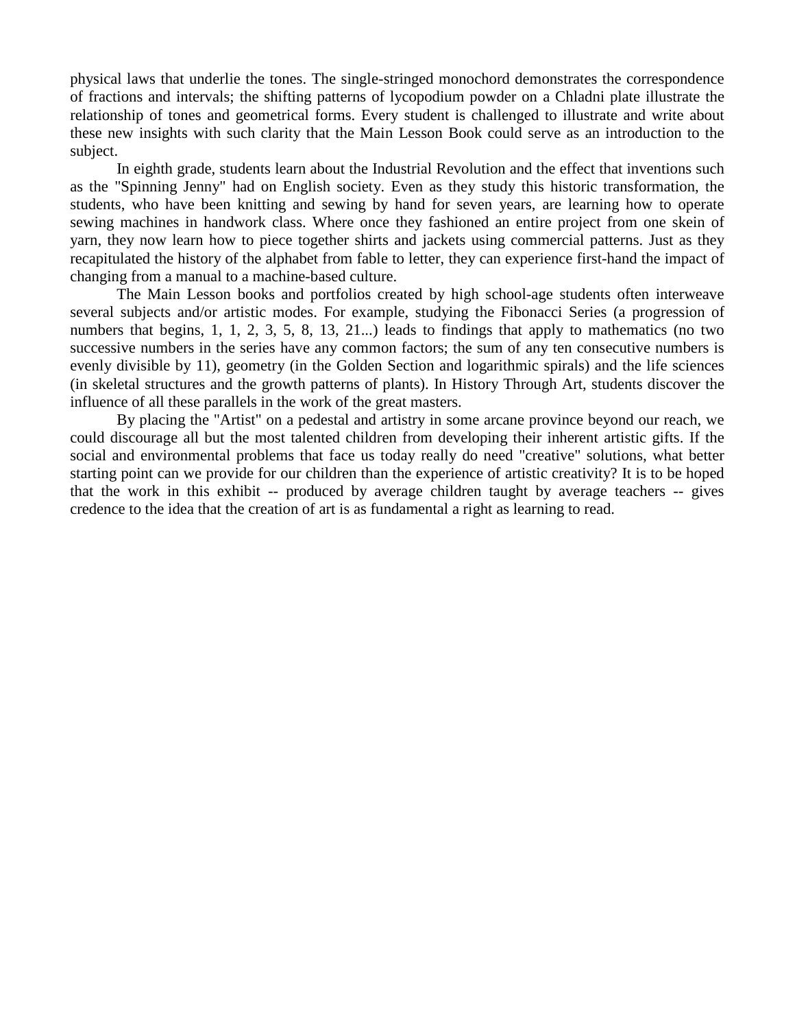physical laws that underlie the tones. The single-stringed monochord demonstrates the correspondence of fractions and intervals; the shifting patterns of lycopodium powder on a Chladni plate illustrate the relationship of tones and geometrical forms. Every student is challenged to illustrate and write about these new insights with such clarity that the Main Lesson Book could serve as an introduction to the subject.

In eighth grade, students learn about the Industrial Revolution and the effect that inventions such as the "Spinning Jenny" had on English society. Even as they study this historic transformation, the students, who have been knitting and sewing by hand for seven years, are learning how to operate sewing machines in handwork class. Where once they fashioned an entire project from one skein of yarn, they now learn how to piece together shirts and jackets using commercial patterns. Just as they recapitulated the history of the alphabet from fable to letter, they can experience first-hand the impact of changing from a manual to a machine-based culture.

The Main Lesson books and portfolios created by high school-age students often interweave several subjects and/or artistic modes. For example, studying the Fibonacci Series (a progression of numbers that begins, 1, 1, 2, 3, 5, 8, 13, 21...) leads to findings that apply to mathematics (no two successive numbers in the series have any common factors; the sum of any ten consecutive numbers is evenly divisible by 11), geometry (in the Golden Section and logarithmic spirals) and the life sciences (in skeletal structures and the growth patterns of plants). In History Through Art, students discover the influence of all these parallels in the work of the great masters.

By placing the "Artist" on a pedestal and artistry in some arcane province beyond our reach, we could discourage all but the most talented children from developing their inherent artistic gifts. If the social and environmental problems that face us today really do need "creative" solutions, what better starting point can we provide for our children than the experience of artistic creativity? It is to be hoped that the work in this exhibit -- produced by average children taught by average teachers -- gives credence to the idea that the creation of art is as fundamental a right as learning to read.